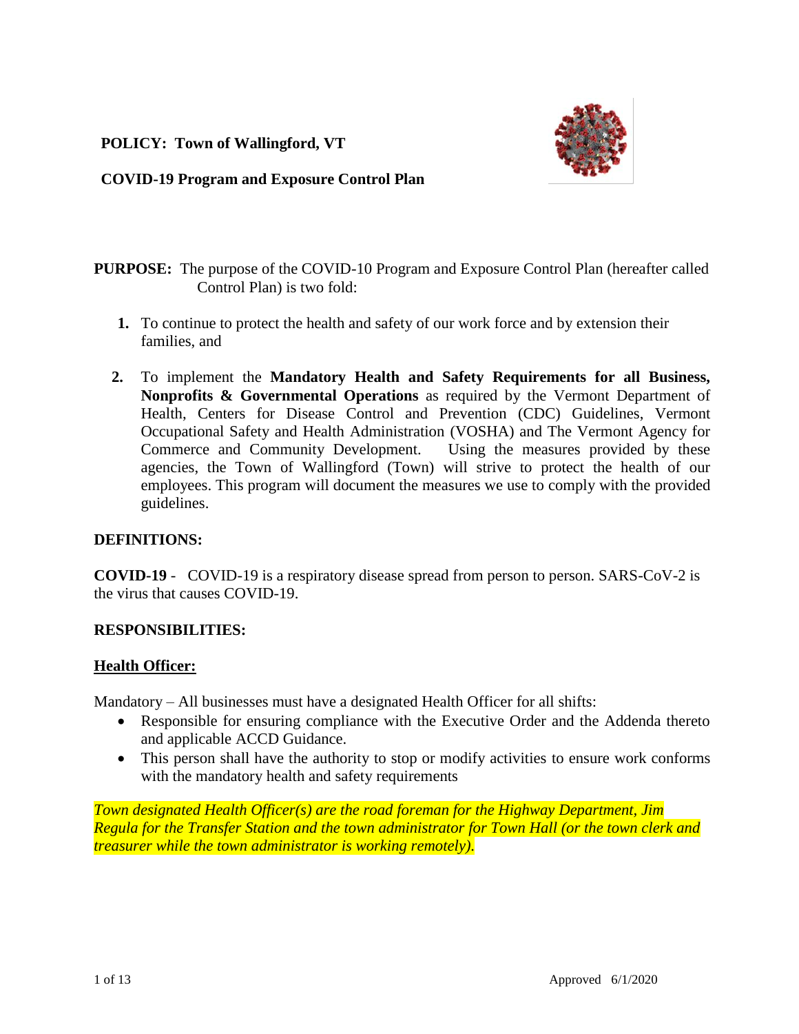**POLICY: Town of Wallingford, VT**

**COVID-19 Program and Exposure Control Plan**

**PURPOSE:** The purpose of the COVID-10 Program and Exposure Control Plan (hereafter called Control Plan) is two fold:

1. To continue to protect the health and safety of our work force and by extension their families, and
2. To implement the **Mandatory Health and Safety Requirements for all Business, Nonprofits & Governmental Operations** as required by the Vermont Department of Health, Centers for Disease Control and Prevention (CDC) Guidelines, Vermont Occupational Safety and Health Administration (VOSHA) and The Vermont Agency for Commerce and Community Development. Using the measures provided by these agencies, the Town of Wallingford (Town) will strive to protect the health of our employees. This program will document the measures we use to comply with the provided guidelines.

**DEFINITIONS:**

**COVID-19** - COVID-19 is a respiratory disease spread from person to person. SARS-CoV-2 is the virus that causes COVID-19.

**RESPONSIBILITIES:**

**Health Officer:**

Mandatory – All businesses must have a designated Health Officer for all shifts:

- Responsible for ensuring compliance with the Executive Order and the Addenda thereto and applicable ACCD Guidance.
- This person shall have the authority to stop or modify activities to ensure work conforms with the mandatory health and safety requirements

*Town designated Health Officer(s) are the road foreman for the Highway Department, Jim Regula for the Transfer Station and the town administrator for Town Hall (or the town clerk and treasurer while the town administrator is working remotely).*

Approved 6/1/2020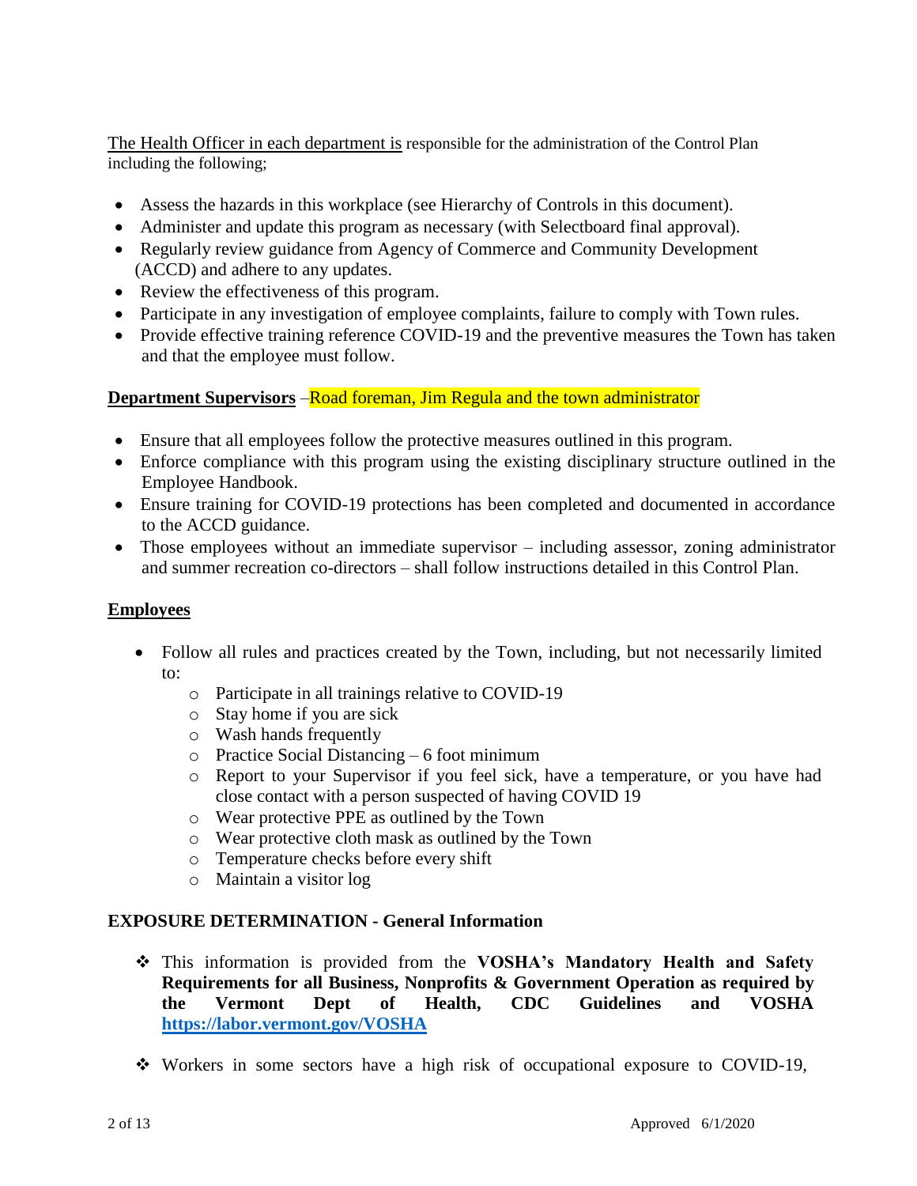The Health Officer in each department is responsible for the administration of the Control Plan including the following;

- Assess the hazards in this workplace (see Hierarchy of Controls in this document).
- Administer and update this program as necessary (with Selectboard final approval).
- Regularly review guidance from Agency of Commerce and Community Development (ACCD) and adhere to any updates.
- Review the effectiveness of this program.
- Participate in any investigation of employee complaints, failure to comply with Town rules.
- Provide effective training reference COVID-19 and the preventive measures the Town has taken and that the employee must follow.

**Department Supervisors** –Road foreman, Jim Regula and the town administrator

- Ensure that all employees follow the protective measures outlined in this program.
- Enforce compliance with this program using the existing disciplinary structure outlined in the Employee Handbook.
- Ensure training for COVID-19 protections has been completed and documented in accordance to the ACCD guidance.
- Those employees without an immediate supervisor – including assessor, zoning administrator and summer recreation co-directors – shall follow instructions detailed in this Control Plan.

**Employees**

- Follow all rules and practices created by the Town, including, but not necessarily limited to:
  - Participate in all trainings relative to COVID-19
  - Stay home if you are sick
  - Wash hands frequently
  - Practice Social Distancing – 6 foot minimum
  - Report to your Supervisor if you feel sick, have a temperature, or you have had close contact with a person suspected of having COVID 19
  - Wear protective PPE as outlined by the Town
  - Wear protective cloth mask as outlined by the Town
  - Temperature checks before every shift
  - Maintain a visitor log

**EXPOSURE DETERMINATION - General Information**

- This information is provided from the **VOSHA's Mandatory Health and Safety Requirements for all Business, Nonprofits & Government Operation as required by the Vermont Dept of Health, CDC Guidelines and VOSHA [https://labor.vermont.gov/VOSHA](https://labor.vermont.gov/VOSHA)**
- Workers in some sectors have a high risk of occupational exposure to COVID-19,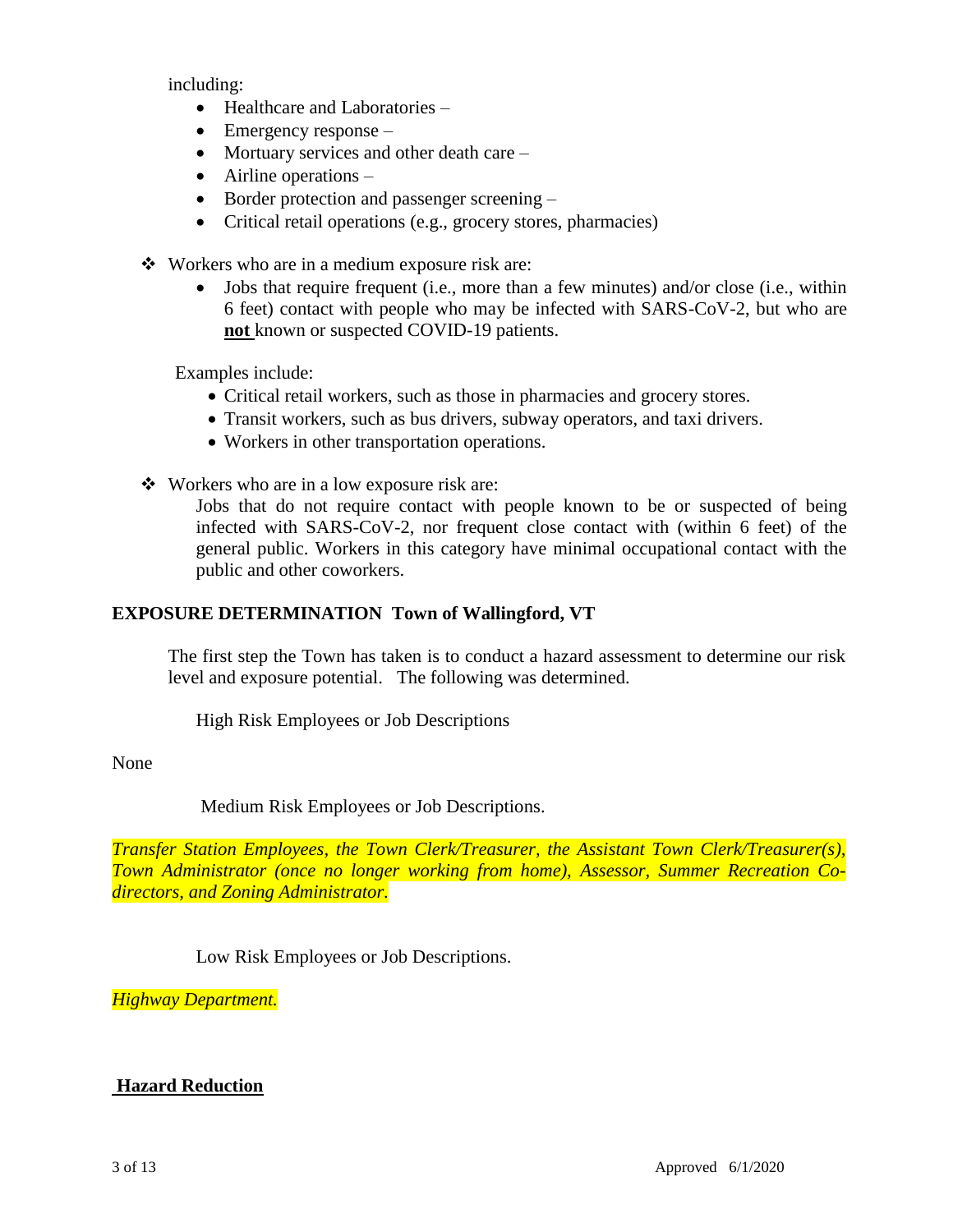including:

- Healthcare and Laboratories –
- Emergency response –
- Mortuary services and other death care –
- Airline operations –
- Border protection and passenger screening –
- Critical retail operations (e.g., grocery stores, pharmacies)

- Workers who are in a medium exposure risk are:
  - Jobs that require frequent (i.e., more than a few minutes) and/or close (i.e., within 6 feet) contact with people who may be infected with SARS-CoV-2, but who are **not** known or suspected COVID-19 patients.

  Examples include:
  - Critical retail workers, such as those in pharmacies and grocery stores.
  - Transit workers, such as bus drivers, subway operators, and taxi drivers.
  - Workers in other transportation operations.

- Workers who are in a low exposure risk are:

  Jobs that do not require contact with people known to be or suspected of being infected with SARS-CoV-2, nor frequent close contact with (within 6 feet) of the general public. Workers in this category have minimal occupational contact with the public and other coworkers.

**EXPOSURE DETERMINATION Town of Wallingford, VT**

The first step the Town has taken is to conduct a hazard assessment to determine our risk level and exposure potential. The following was determined.

High Risk Employees or Job Descriptions

None

Medium Risk Employees or Job Descriptions.

*Transfer Station Employees, the Town Clerk/Treasurer, the Assistant Town Clerk/Treasurer(s), Town Administrator (once no longer working from home), Assessor, Summer Recreation Co-directors, and Zoning Administrator.*

Low Risk Employees or Job Descriptions.

*Highway Department.*

## Hazard Reduction

Approved 6/1/2020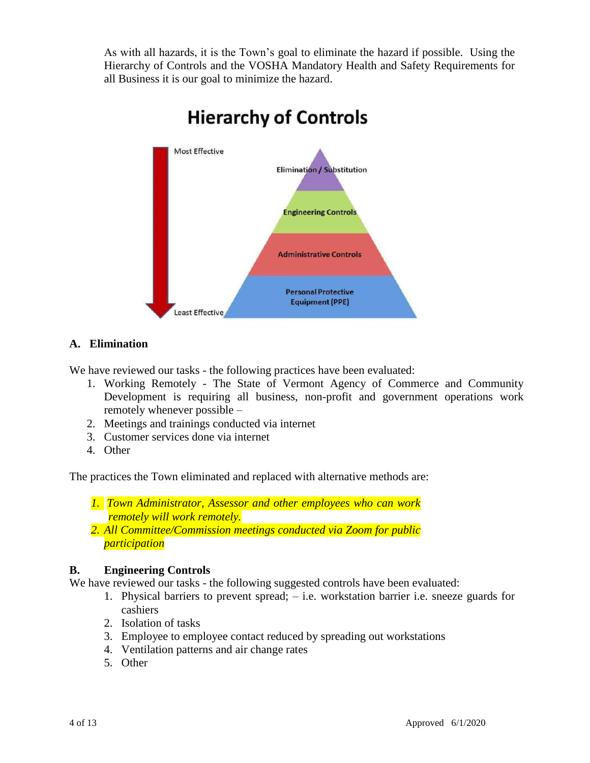As with all hazards, it is the Town's goal to eliminate the hazard if possible. Using the Hierarchy of Controls and the VOSHA Mandatory Health and Safety Requirements for all Business it is our goal to minimize the hazard.

**Hierarchy of Controls**

Most Effective

Elimination / Substitution

Engineering Controls

Administrative Controls

Personal Protective Equipment (PPE)

Least Effective

## A. Elimination

We have reviewed our tasks - the following practices have been evaluated:

1. Working Remotely - The State of Vermont Agency of Commerce and Community Development is requiring all business, non-profit and government operations work remotely whenever possible –
2. Meetings and trainings conducted via internet
3. Customer services done via internet
4. Other

The practices the Town eliminated and replaced with alternative methods are:

1. *Town Administrator, Assessor and other employees who can work remotely will work remotely.*
2. *All Committee/Commission meetings conducted via Zoom for public participation*

## B. Engineering Controls

We have reviewed our tasks - the following suggested controls have been evaluated:

1. Physical barriers to prevent spread; – i.e. workstation barrier i.e. sneeze guards for cashiers
2. Isolation of tasks
3. Employee to employee contact reduced by spreading out workstations
4. Ventilation patterns and air change rates
5. Other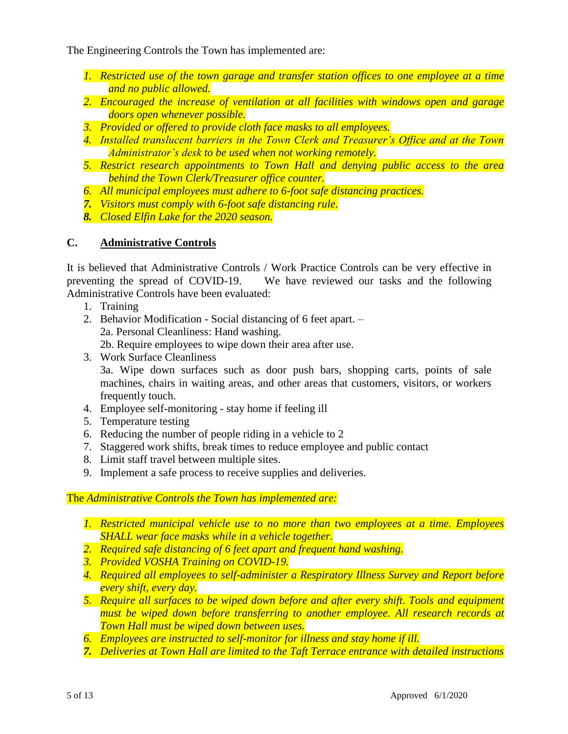The Engineering Controls the Town has implemented are:

1. *Restricted use of the town garage and transfer station offices to one employee at a time and no public allowed.*
2. *Encouraged the increase of ventilation at all facilities with windows open and garage doors open whenever possible.*
3. *Provided or offered to provide cloth face masks to all employees.*
4. *Installed translucent barriers in the Town Clerk and Treasurer's Office and at the Town Administrator's desk to be used when not working remotely.*
5. *Restrict research appointments to Town Hall and denying public access to the area behind the Town Clerk/Treasurer office counter.*
6. *All municipal employees must adhere to 6-foot safe distancing practices.*
7. *Visitors must comply with 6-foot safe distancing rule.*
8. *Closed Elfin Lake for the 2020 season.*

## C. Administrative Controls

It is believed that Administrative Controls / Work Practice Controls can be very effective in preventing the spread of COVID-19. We have reviewed our tasks and the following Administrative Controls have been evaluated:

1. Training
2. Behavior Modification - Social distancing of 6 feet apart. –
   2a. Personal Cleanliness: Hand washing.
   2b. Require employees to wipe down their area after use.
3. Work Surface Cleanliness
   3a. Wipe down surfaces such as door push bars, shopping carts, points of sale machines, chairs in waiting areas, and other areas that customers, visitors, or workers frequently touch.
4. Employee self-monitoring - stay home if feeling ill
5. Temperature testing
6. Reducing the number of people riding in a vehicle to 2
7. Staggered work shifts, break times to reduce employee and public contact
8. Limit staff travel between multiple sites.
9. Implement a safe process to receive supplies and deliveries.

The *Administrative Controls the Town has implemented are:*

1. *Restricted municipal vehicle use to no more than two employees at a time. Employees SHALL wear face masks while in a vehicle together.*
2. *Required safe distancing of 6 feet apart and frequent hand washing.*
3. *Provided VOSHA Training on COVID-19.*
4. *Required all employees to self-administer a Respiratory Illness Survey and Report before every shift, every day.*
5. *Require all surfaces to be wiped down before and after every shift. Tools and equipment must be wiped down before transferring to another employee. All research records at Town Hall must be wiped down between uses.*
6. *Employees are instructed to self-monitor for illness and stay home if ill.*
7. *Deliveries at Town Hall are limited to the Taft Terrace entrance with detailed instructions*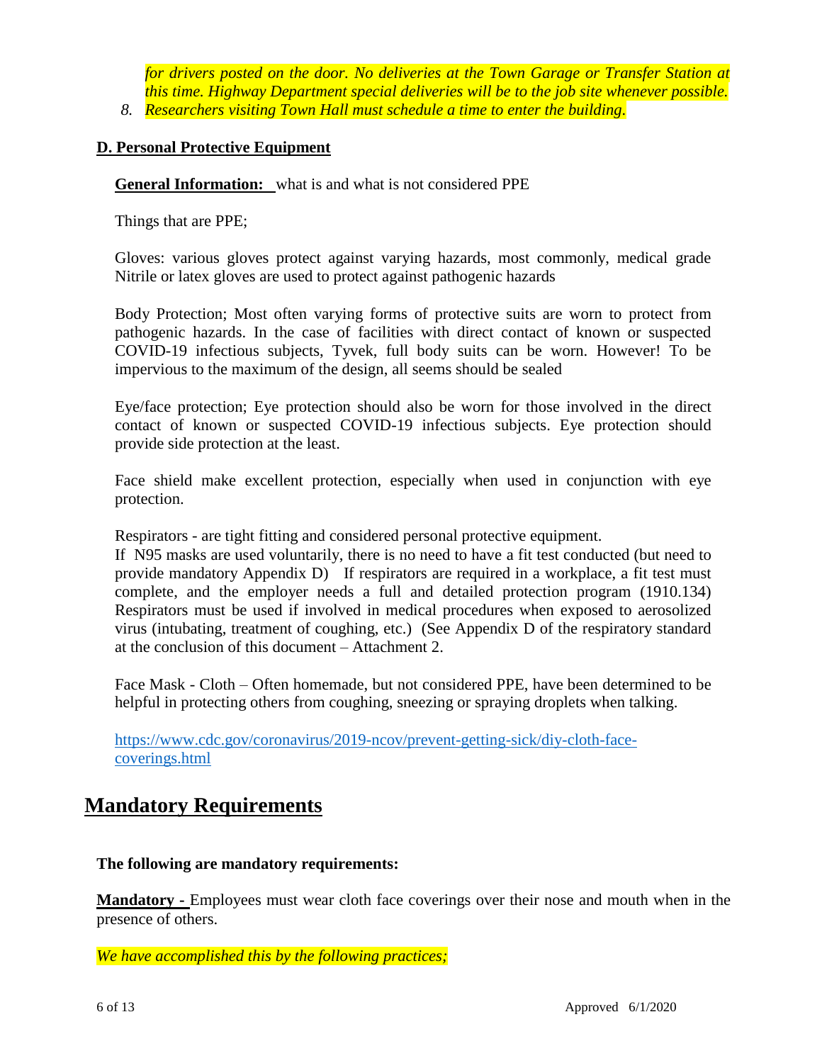*for drivers posted on the door. No deliveries at the Town Garage or Transfer Station at this time. Highway Department special deliveries will be to the job site whenever possible.*

8. *Researchers visiting Town Hall must schedule a time to enter the building.*

**D. Personal Protective Equipment**

**General Information:** what is and what is not considered PPE

Things that are PPE;

Gloves: various gloves protect against varying hazards, most commonly, medical grade Nitrile or latex gloves are used to protect against pathogenic hazards

Body Protection; Most often varying forms of protective suits are worn to protect from pathogenic hazards. In the case of facilities with direct contact of known or suspected COVID-19 infectious subjects, Tyvek, full body suits can be worn. However! To be impervious to the maximum of the design, all seems should be sealed

Eye/face protection; Eye protection should also be worn for those involved in the direct contact of known or suspected COVID-19 infectious subjects. Eye protection should provide side protection at the least.

Face shield make excellent protection, especially when used in conjunction with eye protection.

Respirators - are tight fitting and considered personal protective equipment.
If N95 masks are used voluntarily, there is no need to have a fit test conducted (but need to provide mandatory Appendix D) If respirators are required in a workplace, a fit test must complete, and the employer needs a full and detailed protection program (1910.134) Respirators must be used if involved in medical procedures when exposed to aerosolized virus (intubating, treatment of coughing, etc.) (See Appendix D of the respiratory standard at the conclusion of this document – Attachment 2.

Face Mask - Cloth – Often homemade, but not considered PPE, have been determined to be helpful in protecting others from coughing, sneezing or spraying droplets when talking.

https://www.cdc.gov/coronavirus/2019-ncov/prevent-getting-sick/diy-cloth-face-coverings.html

# Mandatory Requirements

**The following are mandatory requirements:**

**Mandatory -** Employees must wear cloth face coverings over their nose and mouth when in the presence of others.

*We have accomplished this by the following practices;*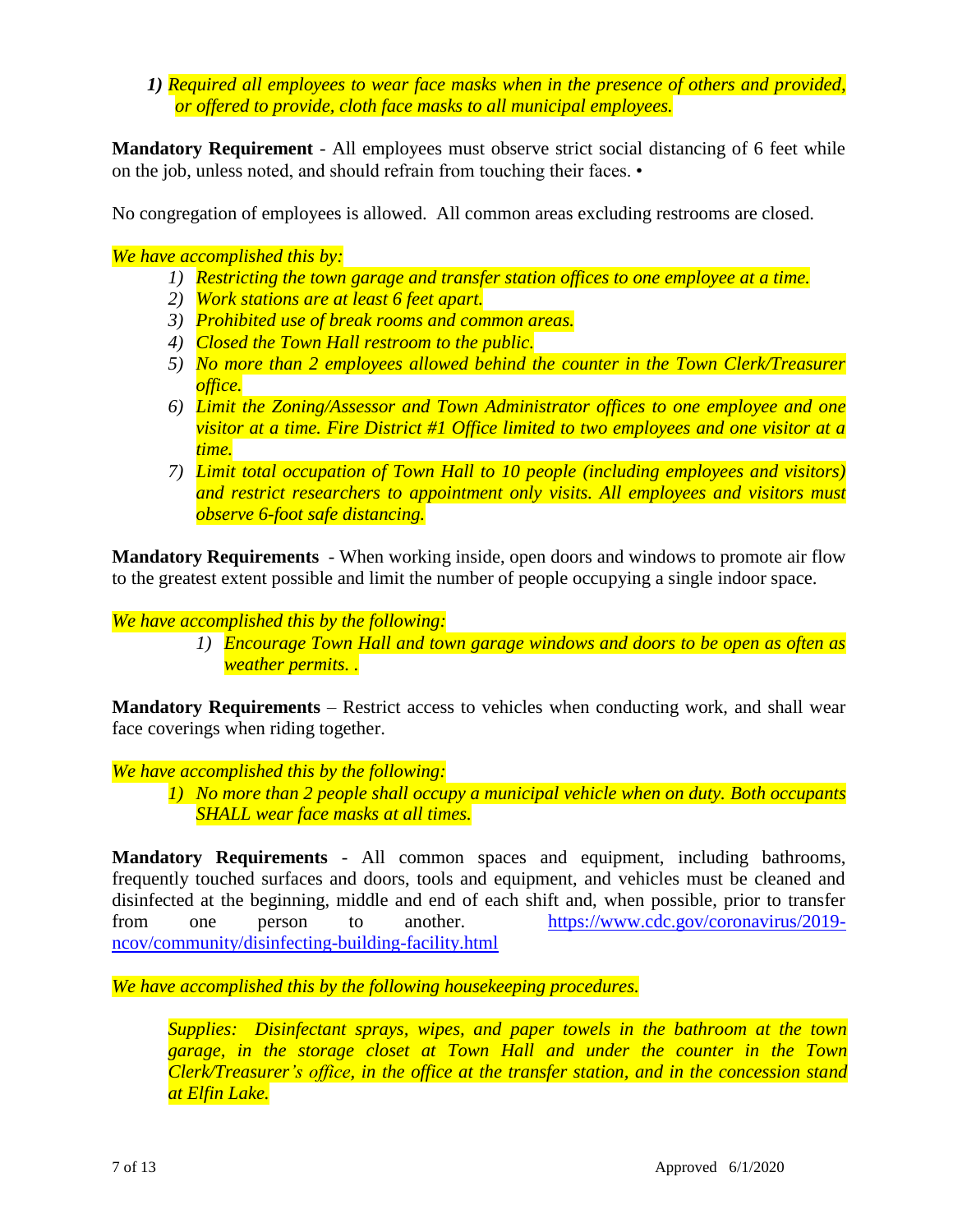1) *Required all employees to wear face masks when in the presence of others and provided, or offered to provide, cloth face masks to all municipal employees.*

**Mandatory Requirement** - All employees must observe strict social distancing of 6 feet while on the job, unless noted, and should refrain from touching their faces. •

No congregation of employees is allowed. All common areas excluding restrooms are closed.

*We have accomplished this by:*

1) *Restricting the town garage and transfer station offices to one employee at a time.*
2) *Work stations are at least 6 feet apart.*
3) *Prohibited use of break rooms and common areas.*
4) *Closed the Town Hall restroom to the public.*
5) *No more than 2 employees allowed behind the counter in the Town Clerk/Treasurer office.*
6) *Limit the Zoning/Assessor and Town Administrator offices to one employee and one visitor at a time. Fire District #1 Office limited to two employees and one visitor at a time.*
7) *Limit total occupation of Town Hall to 10 people (including employees and visitors) and restrict researchers to appointment only visits. All employees and visitors must observe 6-foot safe distancing.*

**Mandatory Requirements** - When working inside, open doors and windows to promote air flow to the greatest extent possible and limit the number of people occupying a single indoor space.

*We have accomplished this by the following:*

1) *Encourage Town Hall and town garage windows and doors to be open as often as weather permits. .*

**Mandatory Requirements** – Restrict access to vehicles when conducting work, and shall wear face coverings when riding together.

*We have accomplished this by the following:*

1) *No more than 2 people shall occupy a municipal vehicle when on duty. Both occupants SHALL wear face masks at all times.*

**Mandatory Requirements** - All common spaces and equipment, including bathrooms, frequently touched surfaces and doors, tools and equipment, and vehicles must be cleaned and disinfected at the beginning, middle and end of each shift and, when possible, prior to transfer from one person to another. https://www.cdc.gov/coronavirus/2019-ncov/community/disinfecting-building-facility.html

*We have accomplished this by the following housekeeping procedures.*

*Supplies: Disinfectant sprays, wipes, and paper towels in the bathroom at the town garage, in the storage closet at Town Hall and under the counter in the Town Clerk/Treasurer's office, in the office at the transfer station, and in the concession stand at Elfin Lake.*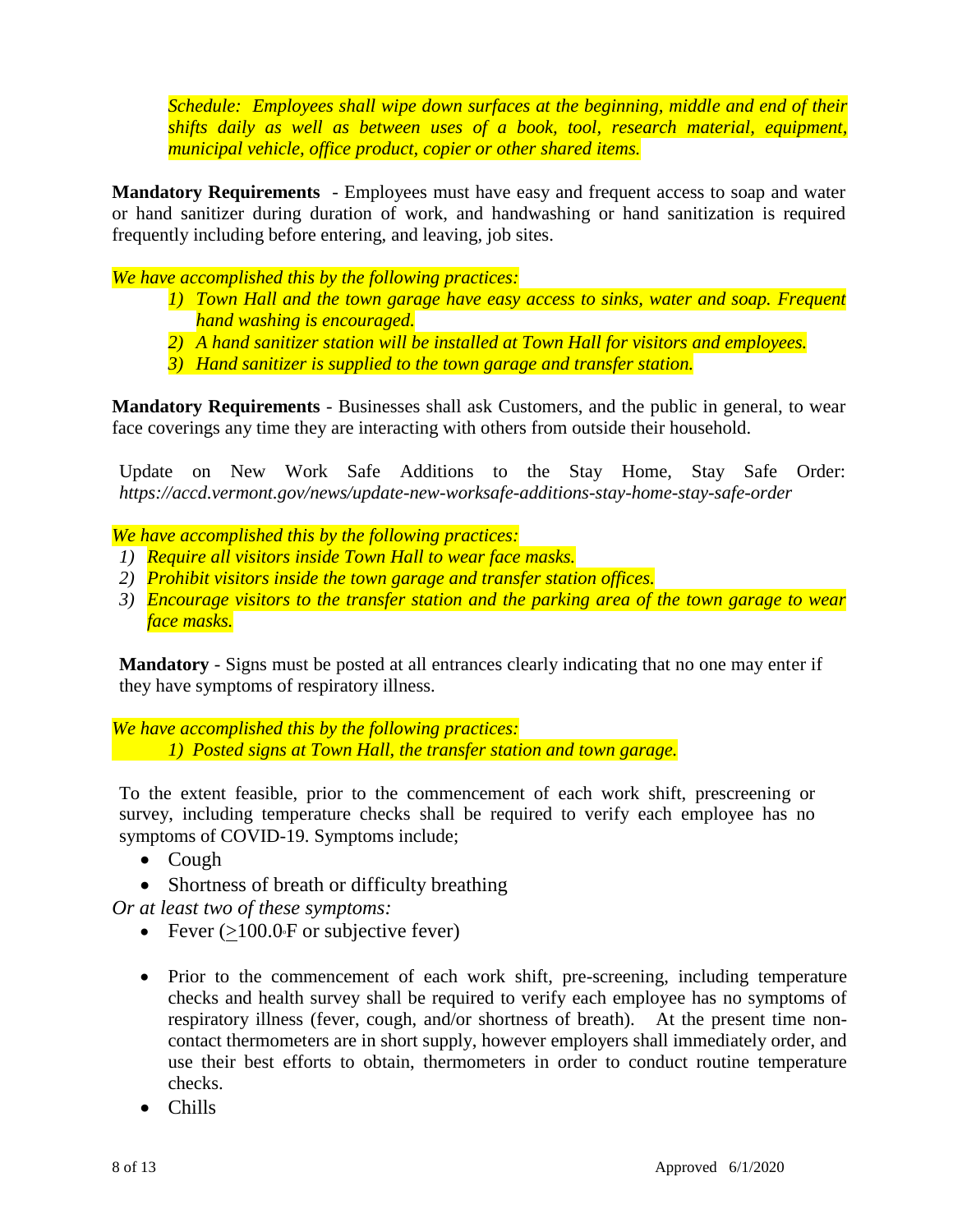*Schedule: Employees shall wipe down surfaces at the beginning, middle and end of their shifts daily as well as between uses of a book, tool, research material, equipment, municipal vehicle, office product, copier or other shared items.*

**Mandatory Requirements** - Employees must have easy and frequent access to soap and water or hand sanitizer during duration of work, and handwashing or hand sanitization is required frequently including before entering, and leaving, job sites.

*We have accomplished this by the following practices:*

1) *Town Hall and the town garage have easy access to sinks, water and soap. Frequent hand washing is encouraged.*
2) *A hand sanitizer station will be installed at Town Hall for visitors and employees.*
3) *Hand sanitizer is supplied to the town garage and transfer station.*

**Mandatory Requirements** - Businesses shall ask Customers, and the public in general, to wear face coverings any time they are interacting with others from outside their household.

Update on New Work Safe Additions to the Stay Home, Stay Safe Order: *https://accd.vermont.gov/news/update-new-worksafe-additions-stay-home-stay-safe-order*

*We have accomplished this by the following practices:*

1) *Require all visitors inside Town Hall to wear face masks.*
2) *Prohibit visitors inside the town garage and transfer station offices.*
3) *Encourage visitors to the transfer station and the parking area of the town garage to wear face masks.*

**Mandatory** - Signs must be posted at all entrances clearly indicating that no one may enter if they have symptoms of respiratory illness.

*We have accomplished this by the following practices:*

1) *Posted signs at Town Hall, the transfer station and town garage.*

To the extent feasible, prior to the commencement of each work shift, prescreening or survey, including temperature checks shall be required to verify each employee has no symptoms of COVID-19. Symptoms include;

- Cough
- Shortness of breath or difficulty breathing

*Or at least two of these symptoms:*

- Fever (≥100.0°F or subjective fever)
- Prior to the commencement of each work shift, pre-screening, including temperature checks and health survey shall be required to verify each employee has no symptoms of respiratory illness (fever, cough, and/or shortness of breath). At the present time non-contact thermometers are in short supply, however employers shall immediately order, and use their best efforts to obtain, thermometers in order to conduct routine temperature checks.
- Chills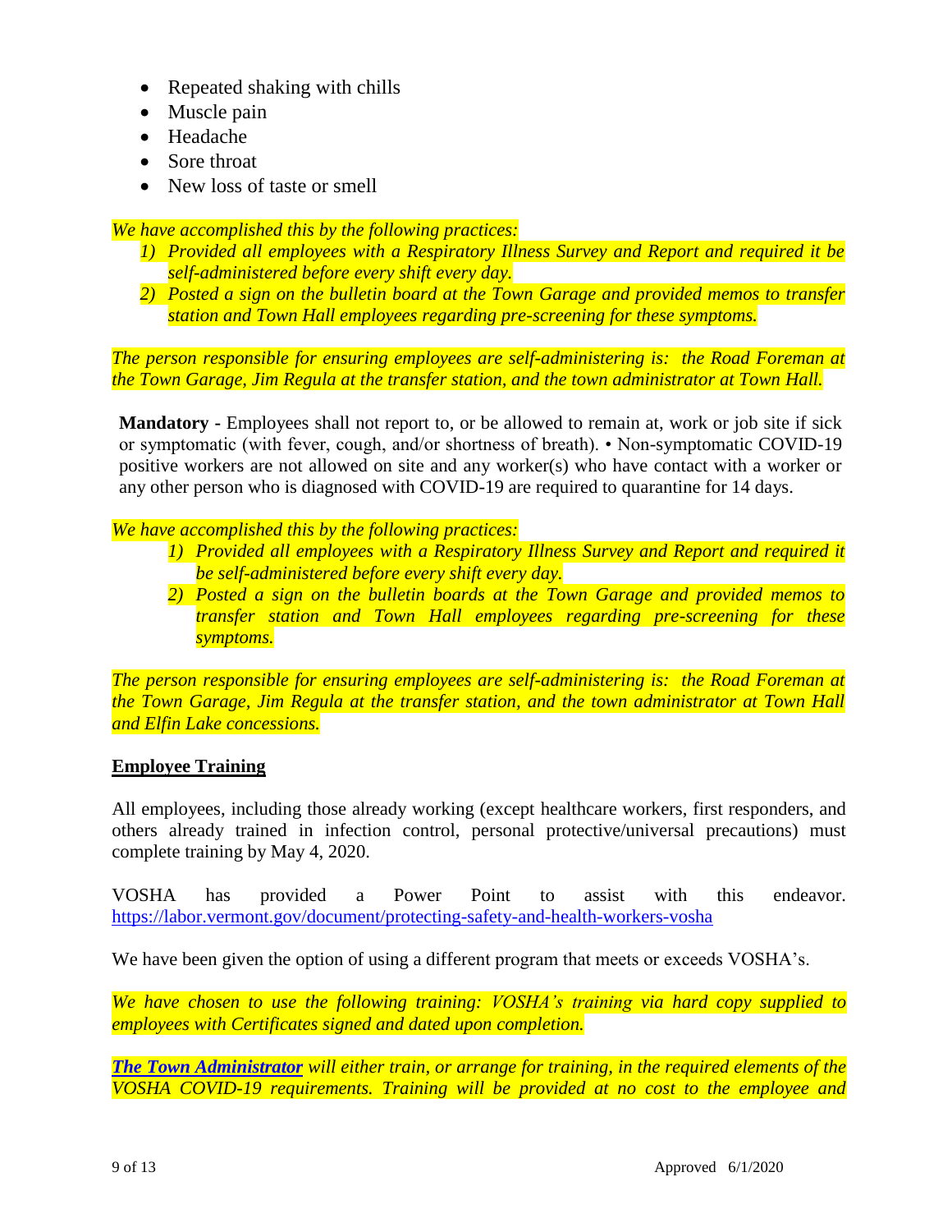- Repeated shaking with chills
- Muscle pain
- Headache
- Sore throat
- New loss of taste or smell

*We have accomplished this by the following practices:*

1) *Provided all employees with a Respiratory Illness Survey and Report and required it be self-administered before every shift every day.*
2) *Posted a sign on the bulletin board at the Town Garage and provided memos to transfer station and Town Hall employees regarding pre-screening for these symptoms.*

*The person responsible for ensuring employees are self-administering is: the Road Foreman at the Town Garage, Jim Regula at the transfer station, and the town administrator at Town Hall.*

**Mandatory -** Employees shall not report to, or be allowed to remain at, work or job site if sick or symptomatic (with fever, cough, and/or shortness of breath). • Non-symptomatic COVID-19 positive workers are not allowed on site and any worker(s) who have contact with a worker or any other person who is diagnosed with COVID-19 are required to quarantine for 14 days.

*We have accomplished this by the following practices:*

1) *Provided all employees with a Respiratory Illness Survey and Report and required it be self-administered before every shift every day.*
2) *Posted a sign on the bulletin boards at the Town Garage and provided memos to transfer station and Town Hall employees regarding pre-screening for these symptoms.*

*The person responsible for ensuring employees are self-administering is: the Road Foreman at the Town Garage, Jim Regula at the transfer station, and the town administrator at Town Hall and Elfin Lake concessions.*

## Employee Training

All employees, including those already working (except healthcare workers, first responders, and others already trained in infection control, personal protective/universal precautions) must complete training by May 4, 2020.

VOSHA has provided a Power Point to assist with this endeavor. https://labor.vermont.gov/document/protecting-safety-and-health-workers-vosha

We have been given the option of using a different program that meets or exceeds VOSHA's.

*We have chosen to use the following training: VOSHA's training via hard copy supplied to employees with Certificates signed and dated upon completion.*

***The Town Administrator*** *will either train, or arrange for training, in the required elements of the VOSHA COVID-19 requirements. Training will be provided at no cost to the employee and*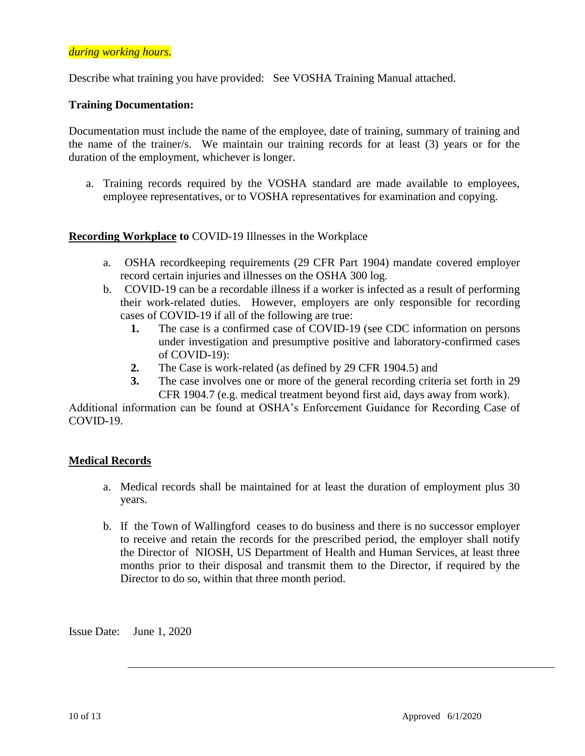*during working hours.*

Describe what training you have provided: See VOSHA Training Manual attached.

**Training Documentation:**

Documentation must include the name of the employee, date of training, summary of training and the name of the trainer/s. We maintain our training records for at least (3) years or for the duration of the employment, whichever is longer.

a. Training records required by the VOSHA standard are made available to employees, employee representatives, or to VOSHA representatives for examination and copying.

**Recording Workplace to** COVID-19 Illnesses in the Workplace

a. OSHA recordkeeping requirements (29 CFR Part 1904) mandate covered employer record certain injuries and illnesses on the OSHA 300 log.
b. COVID-19 can be a recordable illness if a worker is infected as a result of performing their work-related duties. However, employers are only responsible for recording cases of COVID-19 if all of the following are true:
   1. The case is a confirmed case of COVID-19 (see CDC information on persons under investigation and presumptive positive and laboratory-confirmed cases of COVID-19):
   2. The Case is work-related (as defined by 29 CFR 1904.5) and
   3. The case involves one or more of the general recording criteria set forth in 29 CFR 1904.7 (e.g. medical treatment beyond first aid, days away from work).

Additional information can be found at OSHA's Enforcement Guidance for Recording Case of COVID-19.

**Medical Records**

a. Medical records shall be maintained for at least the duration of employment plus 30 years.

b. If the Town of Wallingford ceases to do business and there is no successor employer to receive and retain the records for the prescribed period, the employer shall notify the Director of NIOSH, US Department of Health and Human Services, at least three months prior to their disposal and transmit them to the Director, if required by the Director to do so, within that three month period.

Issue Date: June 1, 2020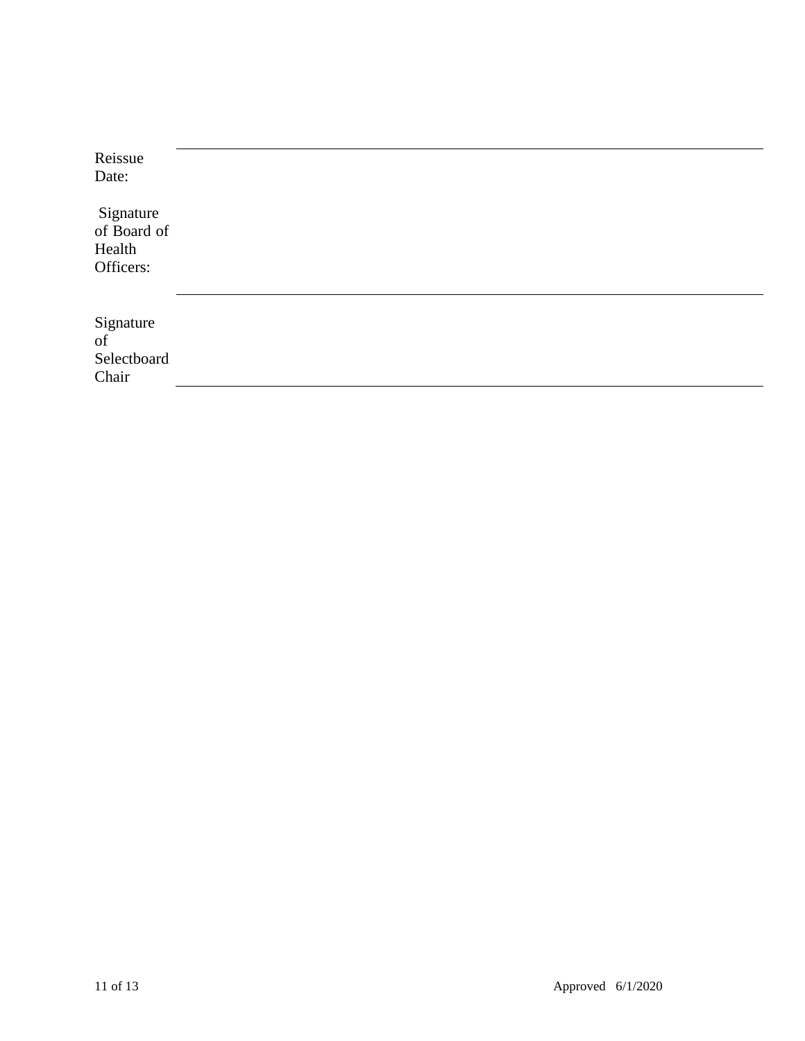Reissue Date: \_\_\_\_\_\_\_\_\_\_\_\_\_\_\_\_\_\_\_\_\_\_\_\_\_\_\_\_\_\_\_\_\_\_\_\_\_\_\_\_

Signature of Board of Health Officers: \_\_\_\_\_\_\_\_\_\_\_\_\_\_\_\_\_\_\_\_\_\_\_\_\_\_\_\_\_\_\_\_\_\_\_\_\_\_\_\_

Signature of Selectboard Chair \_\_\_\_\_\_\_\_\_\_\_\_\_\_\_\_\_\_\_\_\_\_\_\_\_\_\_\_\_\_\_\_\_\_\_\_\_\_\_\_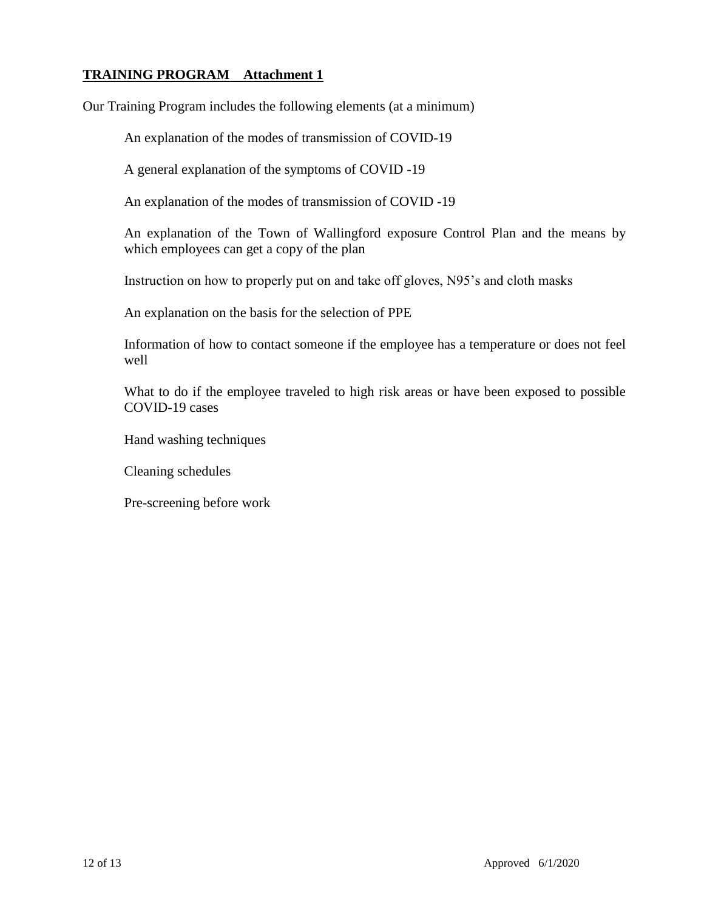**TRAINING PROGRAM Attachment 1**

Our Training Program includes the following elements (at a minimum)

An explanation of the modes of transmission of COVID-19

A general explanation of the symptoms of COVID -19

An explanation of the modes of transmission of COVID -19

An explanation of the Town of Wallingford exposure Control Plan and the means by which employees can get a copy of the plan

Instruction on how to properly put on and take off gloves, N95's and cloth masks

An explanation on the basis for the selection of PPE

Information of how to contact someone if the employee has a temperature or does not feel well

What to do if the employee traveled to high risk areas or have been exposed to possible COVID-19 cases

Hand washing techniques

Cleaning schedules

Pre-screening before work

Approved 6/1/2020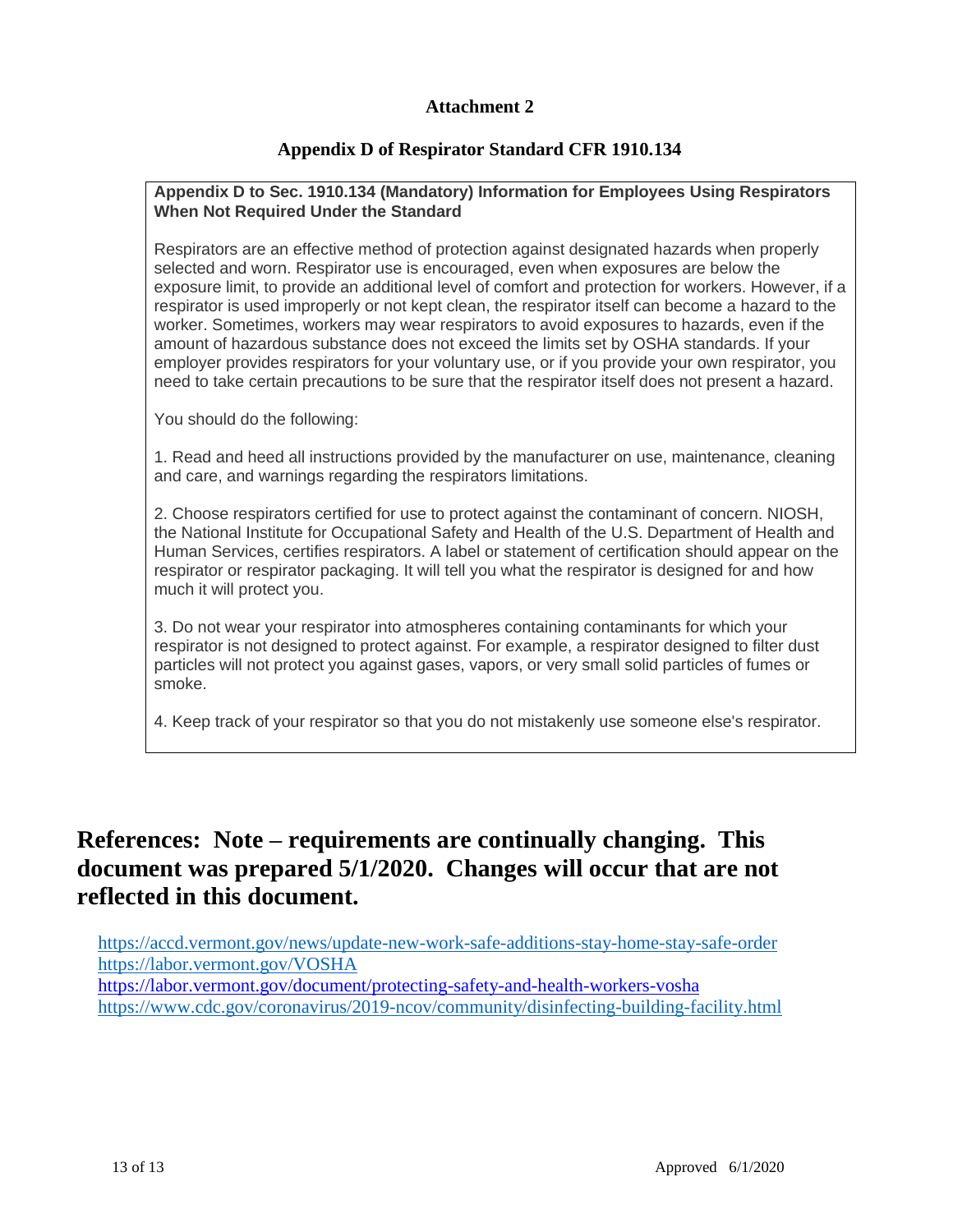**Attachment 2**

**Appendix D of Respirator Standard CFR 1910.134**

**Appendix D to Sec. 1910.134 (Mandatory) Information for Employees Using Respirators When Not Required Under the Standard**

Respirators are an effective method of protection against designated hazards when properly selected and worn. Respirator use is encouraged, even when exposures are below the exposure limit, to provide an additional level of comfort and protection for workers. However, if a respirator is used improperly or not kept clean, the respirator itself can become a hazard to the worker. Sometimes, workers may wear respirators to avoid exposures to hazards, even if the amount of hazardous substance does not exceed the limits set by OSHA standards. If your employer provides respirators for your voluntary use, or if you provide your own respirator, you need to take certain precautions to be sure that the respirator itself does not present a hazard.

You should do the following:

1. Read and heed all instructions provided by the manufacturer on use, maintenance, cleaning and care, and warnings regarding the respirators limitations.

2. Choose respirators certified for use to protect against the contaminant of concern. NIOSH, the National Institute for Occupational Safety and Health of the U.S. Department of Health and Human Services, certifies respirators. A label or statement of certification should appear on the respirator or respirator packaging. It will tell you what the respirator is designed for and how much it will protect you.

3. Do not wear your respirator into atmospheres containing contaminants for which your respirator is not designed to protect against. For example, a respirator designed to filter dust particles will not protect you against gases, vapors, or very small solid particles of fumes or smoke.

4. Keep track of your respirator so that you do not mistakenly use someone else's respirator.

# References: Note – requirements are continually changing. This document was prepared 5/1/2020. Changes will occur that are not reflected in this document.

https://accd.vermont.gov/news/update-new-work-safe-additions-stay-home-stay-safe-order
https://labor.vermont.gov/VOSHA
https://labor.vermont.gov/document/protecting-safety-and-health-workers-vosha
https://www.cdc.gov/coronavirus/2019-ncov/community/disinfecting-building-facility.html

Approved 6/1/2020